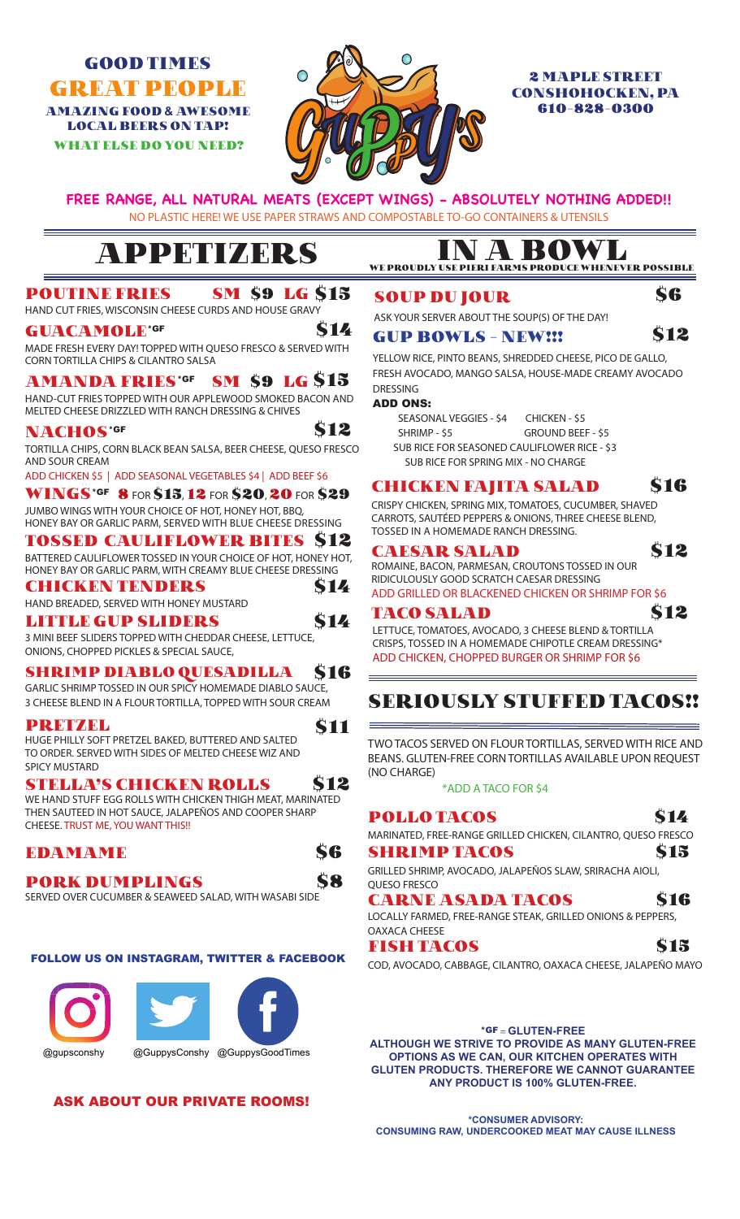# GOOD TIMES
# GREAT PEOPLE

AMAZING FOOD & AWESOME LOCAL BEERS ON TAP!

WHAT ELSE DO YOU NEED?

2 MAPLE STREET
CONSHOHOCKEN, PA
610-828-0300

**FREE RANGE, ALL NATURAL MEATS (EXCEPT WINGS) - ABSOLUTELY NOTHING ADDED!!**

NO PLASTIC HERE! WE USE PAPER STRAWS AND COMPOSTABLE TO-GO CONTAINERS & UTENSILS

# APPETIZERS

### POUTINE FRIES — SM $9 LG $15
HAND CUT FRIES, WISCONSIN CHEESE CURDS AND HOUSE GRAVY

### GUACAMOLE*GF — $14
MADE FRESH EVERY DAY! TOPPED WITH QUESO FRESCO & SERVED WITH CORN TORTILLA CHIPS & CILANTRO SALSA

### AMANDA FRIES*GF — SM $9 LG $15
HAND-CUT FRIES TOPPED WITH OUR APPLEWOOD SMOKED BACON AND MELTED CHEESE DRIZZLED WITH RANCH DRESSING & CHIVES

### NACHOS*GF — $12
TORTILLA CHIPS, CORN BLACK BEAN SALSA, BEER CHEESE, QUESO FRESCO AND SOUR CREAM

ADD CHICKEN $5 | ADD SEASONAL VEGETABLES $4 | ADD BEEF $6

### WINGS*GF — 8 FOR $15, 12 FOR $20, 20 FOR $29
JUMBO WINGS WITH YOUR CHOICE OF HOT, HONEY HOT, BBQ, HONEY BAY OR GARLIC PARM, SERVED WITH BLUE CHEESE DRESSING

### TOSSED CAULIFLOWER BITES — $12
BATTERED CAULIFLOWER TOSSED IN YOUR CHOICE OF HOT, HONEY HOT, HONEY BAY OR GARLIC PARM, WITH CREAMY BLUE CHEESE DRESSING

### CHICKEN TENDERS — $14
HAND BREADED, SERVED WITH HONEY MUSTARD

### LITTLE GUP SLIDERS — $14
3 MINI BEEF SLIDERS TOPPED WITH CHEDDAR CHEESE, LETTUCE, ONIONS, CHOPPED PICKLES & SPECIAL SAUCE,

### SHRIMP DIABLO QUESADILLA — $16
GARLIC SHRIMP TOSSED IN OUR SPICY HOMEMADE DIABLO SAUCE, 3 CHEESE BLEND IN A FLOUR TORTILLA, TOPPED WITH SOUR CREAM

### PRETZEL — $11
HUGE PHILLY SOFT PRETZEL BAKED, BUTTERED AND SALTED TO ORDER. SERVED WITH SIDES OF MELTED CHEESE WIZ AND SPICY MUSTARD

### STELLA'S CHICKEN ROLLS — $12
WE HAND STUFF EGG ROLLS WITH CHICKEN THIGH MEAT, MARINATED THEN SAUTEED IN HOT SAUCE, JALAPEÑOS AND COOPER SHARP CHEESE. TRUST ME, YOU WANT THIS!!

### EDAMAME — $6

### PORK DUMPLINGS — $8
SERVED OVER CUCUMBER & SEAWEED SALAD, WITH WASABI SIDE

**FOLLOW US ON INSTAGRAM, TWITTER & FACEBOOK**

@gupsconshy @GuppysConshy @GuppysGoodTimes

**ASK ABOUT OUR PRIVATE ROOMS!**

# IN A BOWL

WE PROUDLY USE PIERI FARMS PRODUCE WHENEVER POSSIBLE

### SOUP DU JOUR — $6
ASK YOUR SERVER ABOUT THE SOUP(S) OF THE DAY!

### GUP BOWLS - NEW!!! — $12
YELLOW RICE, PINTO BEANS, SHREDDED CHEESE, PICO DE GALLO, FRESH AVOCADO, MANGO SALSA, HOUSE-MADE CREAMY AVOCADO DRESSING

**ADD ONS:**

- SEASONAL VEGGIES - $4
- CHICKEN - $5
- SHRIMP - $5
- GROUND BEEF - $5
- SUB RICE FOR SEASONED CAULIFLOWER RICE - $3
- SUB RICE FOR SPRING MIX - NO CHARGE

### CHICKEN FAJITA SALAD — $16
CRISPY CHICKEN, SPRING MIX, TOMATOES, CUCUMBER, SHAVED CARROTS, SAUTÉED PEPPERS & ONIONS, THREE CHEESE BLEND, TOSSED IN A HOMEMADE RANCH DRESSING.

### CAESAR SALAD — $12
ROMAINE, BACON, PARMESAN, CROUTONS TOSSED IN OUR RIDICULOUSLY GOOD SCRATCH CAESAR DRESSING

ADD GRILLED OR BLACKENED CHICKEN OR SHRIMP FOR $6

### TACO SALAD — $12
LETTUCE, TOMATOES, AVOCADO, 3 CHEESE BLEND & TORTILLA CRISPS, TOSSED IN A HOMEMADE CHIPOTLE CREAM DRESSING*

ADD CHICKEN, CHOPPED BURGER OR SHRIMP FOR $6

# SERIOUSLY STUFFED TACOS!!

TWO TACOS SERVED ON FLOUR TORTILLAS, SERVED WITH RICE AND BEANS. GLUTEN-FREE CORN TORTILLAS AVAILABLE UPON REQUEST (NO CHARGE)

*ADD A TACO FOR $4

### POLLO TACOS — $14
MARINATED, FREE-RANGE GRILLED CHICKEN, CILANTRO, QUESO FRESCO

### SHRIMP TACOS — $15
GRILLED SHRIMP, AVOCADO, JALAPEÑOS SLAW, SRIRACHA AIOLI, QUESO FRESCO

### CARNE ASADA TACOS — $16
LOCALLY FARMED, FREE-RANGE STEAK, GRILLED ONIONS & PEPPERS, OAXACA CHEESE

### FISH TACOS — $15
COD, AVOCADO, CABBAGE, CILANTRO, OAXACA CHEESE, JALAPEÑO MAYO

**\*GF = GLUTEN-FREE**

**ALTHOUGH WE STRIVE TO PROVIDE AS MANY GLUTEN-FREE OPTIONS AS WE CAN, OUR KITCHEN OPERATES WITH GLUTEN PRODUCTS. THEREFORE WE CANNOT GUARANTEE ANY PRODUCT IS 100% GLUTEN-FREE.**

**\*CONSUMER ADVISORY:**
**CONSUMING RAW, UNDERCOOKED MEAT MAY CAUSE ILLNESS**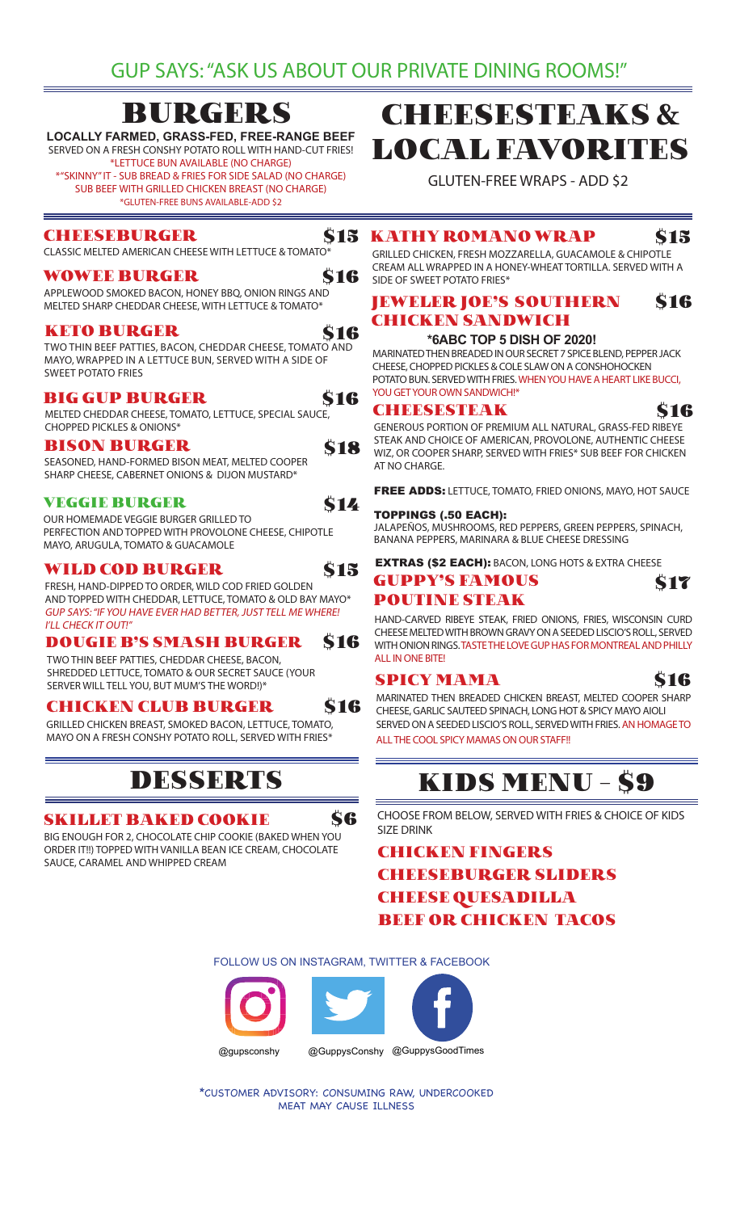GUP SAYS: "ASK US ABOUT OUR PRIVATE DINING ROOMS!"

# BURGERS

**LOCALLY FARMED, GRASS-FED, FREE-RANGE BEEF**

SERVED ON A FRESH CONSHY POTATO ROLL WITH HAND-CUT FRIES!

*LETTUCE BUN AVAILABLE (NO CHARGE)

*"SKINNY" IT - SUB BREAD & FRIES FOR SIDE SALAD (NO CHARGE)

SUB BEEF WITH GRILLED CHICKEN BREAST (NO CHARGE)

*GLUTEN-FREE BUNS AVAILABLE-ADD $2

### CHEESEBURGER $15

CLASSIC MELTED AMERICAN CHEESE WITH LETTUCE & TOMATO*

### WOWEE BURGER $16

APPLEWOOD SMOKED BACON, HONEY BBQ, ONION RINGS AND MELTED SHARP CHEDDAR CHEESE, WITH LETTUCE & TOMATO*

### KETO BURGER $16

TWO THIN BEEF PATTIES, BACON, CHEDDAR CHEESE, TOMATO AND MAYO, WRAPPED IN A LETTUCE BUN, SERVED WITH A SIDE OF SWEET POTATO FRIES

### BIG GUP BURGER $16

MELTED CHEDDAR CHEESE, TOMATO, LETTUCE, SPECIAL SAUCE, CHOPPED PICKLES & ONIONS*

### BISON BURGER $18

SEASONED, HAND-FORMED BISON MEAT, MELTED COOPER SHARP CHEESE, CABERNET ONIONS & DIJON MUSTARD*

### VEGGIE BURGER $14

OUR HOMEMADE VEGGIE BURGER GRILLED TO PERFECTION AND TOPPED WITH PROVOLONE CHEESE, CHIPOTLE MAYO, ARUGULA, TOMATO & GUACAMOLE

### WILD COD BURGER $15

FRESH, HAND-DIPPED TO ORDER, WILD COD FRIED GOLDEN AND TOPPED WITH CHEDDAR, LETTUCE, TOMATO & OLD BAY MAYO*

*GUP SAYS: "IF YOU HAVE EVER HAD BETTER, JUST TELL ME WHERE! I'LL CHECK IT OUT!"*

### DOUGIE B'S SMASH BURGER $16

TWO THIN BEEF PATTIES, CHEDDAR CHEESE, BACON, SHREDDED LETTUCE, TOMATO & OUR SECRET SAUCE (YOUR SERVER WILL TELL YOU, BUT MUM'S THE WORD!)*

### CHICKEN CLUB BURGER $16

GRILLED CHICKEN BREAST, SMOKED BACON, LETTUCE, TOMATO, MAYO ON A FRESH CONSHY POTATO ROLL, SERVED WITH FRIES*

# DESSERTS

### SKILLET BAKED COOKIE $6

BIG ENOUGH FOR 2, CHOCOLATE CHIP COOKIE (BAKED WHEN YOU ORDER IT!!) TOPPED WITH VANILLA BEAN ICE CREAM, CHOCOLATE SAUCE, CARAMEL AND WHIPPED CREAM

# CHEESESTEAKS & LOCAL FAVORITES

GLUTEN-FREE WRAPS - ADD $2

### KATHY ROMANO WRAP $15

GRILLED CHICKEN, FRESH MOZZARELLA, GUACAMOLE & CHIPOTLE CREAM ALL WRAPPED IN A HONEY-WHEAT TORTILLA. SERVED WITH A SIDE OF SWEET POTATO FRIES*

### JEWELER JOE'S SOUTHERN CHICKEN SANDWICH $16

**\*6ABC TOP 5 DISH OF 2020!**

MARINATED THEN BREADED IN OUR SECRET 7 SPICE BLEND, PEPPER JACK CHEESE, CHOPPED PICKLES & COLE SLAW ON A CONSHOHOCKEN POTATO BUN. SERVED WITH FRIES. WHEN YOU HAVE A HEART LIKE BUCCI, YOU GET YOUR OWN SANDWICH!*

### CHEESESTEAK $16

GENEROUS PORTION OF PREMIUM ALL NATURAL, GRASS-FED RIBEYE STEAK AND CHOICE OF AMERICAN, PROVOLONE, AUTHENTIC CHEESE WIZ, OR COOPER SHARP, SERVED WITH FRIES* SUB BEEF FOR CHICKEN AT NO CHARGE.

**FREE ADDS:** LETTUCE, TOMATO, FRIED ONIONS, MAYO, HOT SAUCE

**TOPPINGS (.50 EACH):**
JALAPEÑOS, MUSHROOMS, RED PEPPERS, GREEN PEPPERS, SPINACH, BANANA PEPPERS, MARINARA & BLUE CHEESE DRESSING

**EXTRAS ($2 EACH):** BACON, LONG HOTS & EXTRA CHEESE

### GUPPY'S FAMOUS POUTINE STEAK $17

HAND-CARVED RIBEYE STEAK, FRIED ONIONS, FRIES, WISCONSIN CURD CHEESE MELTED WITH BROWN GRAVY ON A SEEDED LISCIO'S ROLL, SERVED WITH ONION RINGS. TASTE THE LOVE GUP HAS FOR MONTREAL AND PHILLY ALL IN ONE BITE!

### SPICY MAMA $16

MARINATED THEN BREADED CHICKEN BREAST, MELTED COOPER SHARP CHEESE, GARLIC SAUTEED SPINACH, LONG HOT & SPICY MAYO AIOLI SERVED ON A SEEDED LISCIO'S ROLL, SERVED WITH FRIES. AN HOMAGE TO ALL THE COOL SPICY MAMAS ON OUR STAFF!!

# KIDS MENU - $9

CHOOSE FROM BELOW, SERVED WITH FRIES & CHOICE OF KIDS SIZE DRINK

- CHICKEN FINGERS
- CHEESEBURGER SLIDERS
- CHEESE QUESADILLA
- BEEF OR CHICKEN TACOS

FOLLOW US ON INSTAGRAM, TWITTER & FACEBOOK

@gupsconshy @GuppysConshy @GuppysGoodTimes

*CUSTOMER ADVISORY: CONSUMING RAW, UNDERCOOKED MEAT MAY CAUSE ILLNESS